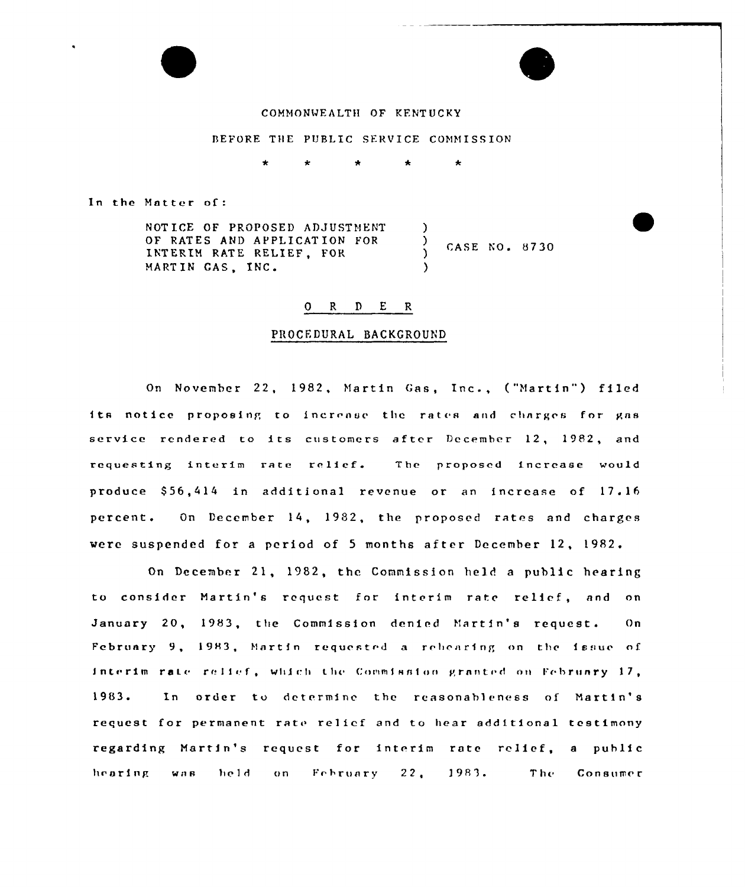COMMONWEALTH OF KENTUCKY

BEFORE THE PUBLIC SERVICE COMMISSION

\* \* \* \* \*

In the Matter of:

| | | |
|---|---|---|
| NOTICE OF PROPOSED ADJUSTMENT OF RATES AND APPLICATION FOR INTERIM RATE RELIEF, FOR MARTIN GAS, INC. | ) ) ) ) | CASE NO. 8730 |

## O R D E R

### PROCEDURAL BACKGROUND

On November 22, 1982, Martin Gas, Inc., ("Martin") filed its notice proposing to increase the rates and charges for gas service rendered to its customers after December 12, 1982, and requesting interim rate relief. The proposed increase would produce $56,414 in additional revenue or an increase of 17.16 percent. On December 14, 1982, the proposed rates and charges were suspended for a period of 5 months after December 12, 1982.

On December 21, 1982, the Commission held a public hearing to consider Martin's request for interim rate relief, and on January 20, 1983, the Commission denied Martin's request. On February 9, 1983, Martin requested a rehearing on the issue of interim rate relief, which the Commission granted on February 17, 1983. In order to determine the reasonableness of Martin's request for permanent rate relief and to hear additional testimony regarding Martin's request for interim rate relief, a public hearing was held on February 22, 1983. The Consumer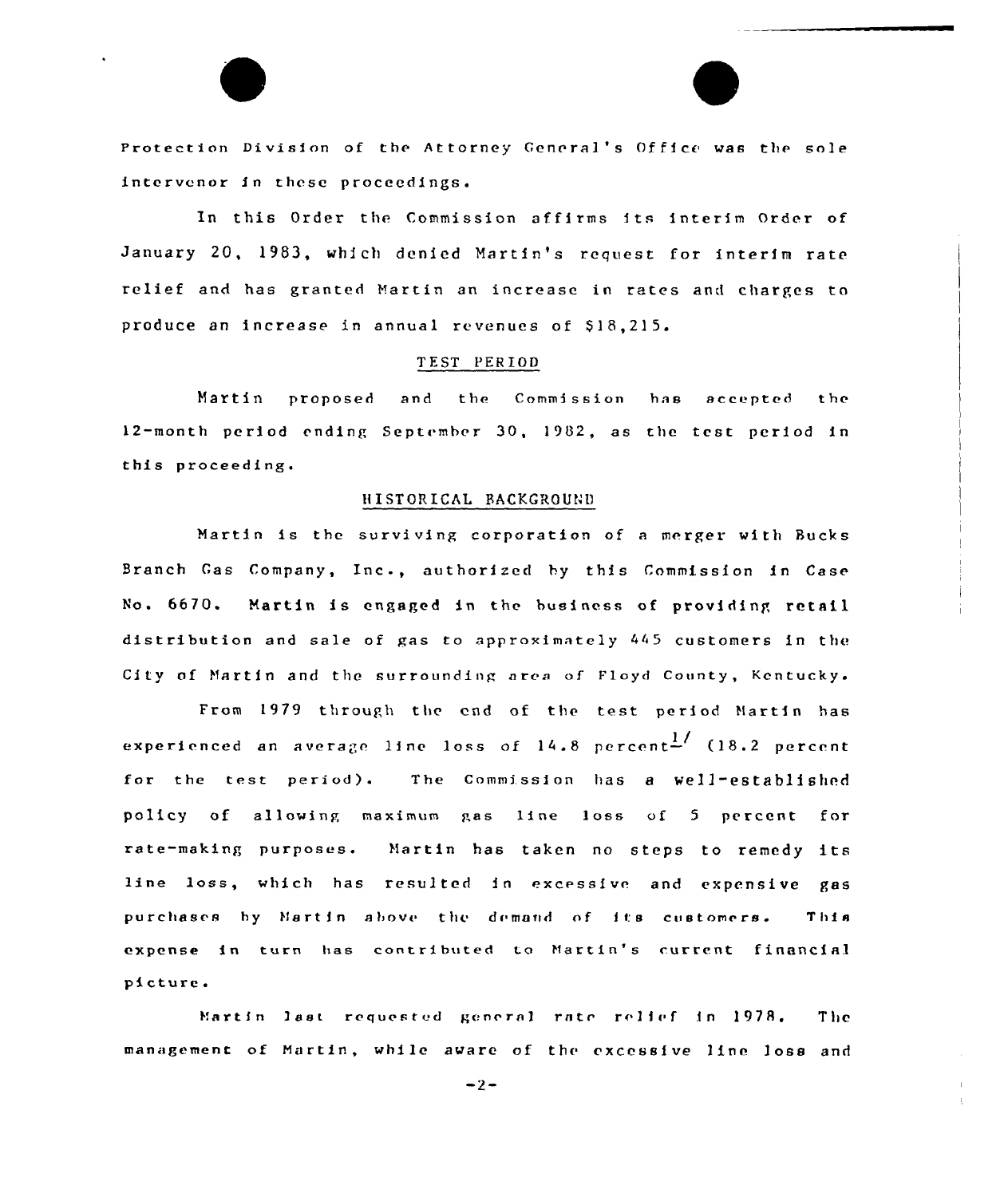Protection Division of the Attorney General's Office was the sole intervenor in these proceedings.

In this Order the Commission affirms its interim Order of January 20, 1983, which denied Martin's request for interim rate relief and has granted Martin an increase in rates and charges to produce an increase in annual revenues of $18,215.

## TEST PERIOD

Martin proposed and the Commission has accepted the 12-month period ending September 30, 1982, as the test period in this proceeding.

## HISTORICAL BACKGROUND

Martin is the surviving corporation of a merger with Bucks Branch Gas Company, Inc., authorized by this Commission in Case No. 6670. Martin is engaged in the business of providing retail distribution and sale of gas to approximately 445 customers in the City of Martin and the surrounding area of Floyd County, Kentucky.

From 1979 through the end of the test period Martin has experienced an average line loss of 14.8 percent[1/] (18.2 percent for the test period). The Commission has a well-established policy of allowing maximum gas line loss of 5 percent for rate-making purposes. Martin has taken no steps to remedy its line loss, which has resulted in excessive and expensive gas purchases by Martin above the demand of its customers. This expense in turn has contributed to Martin's current financial picture.

Martin last requested general rate relief in 1978. The management of Martin, while aware of the excessive line loss and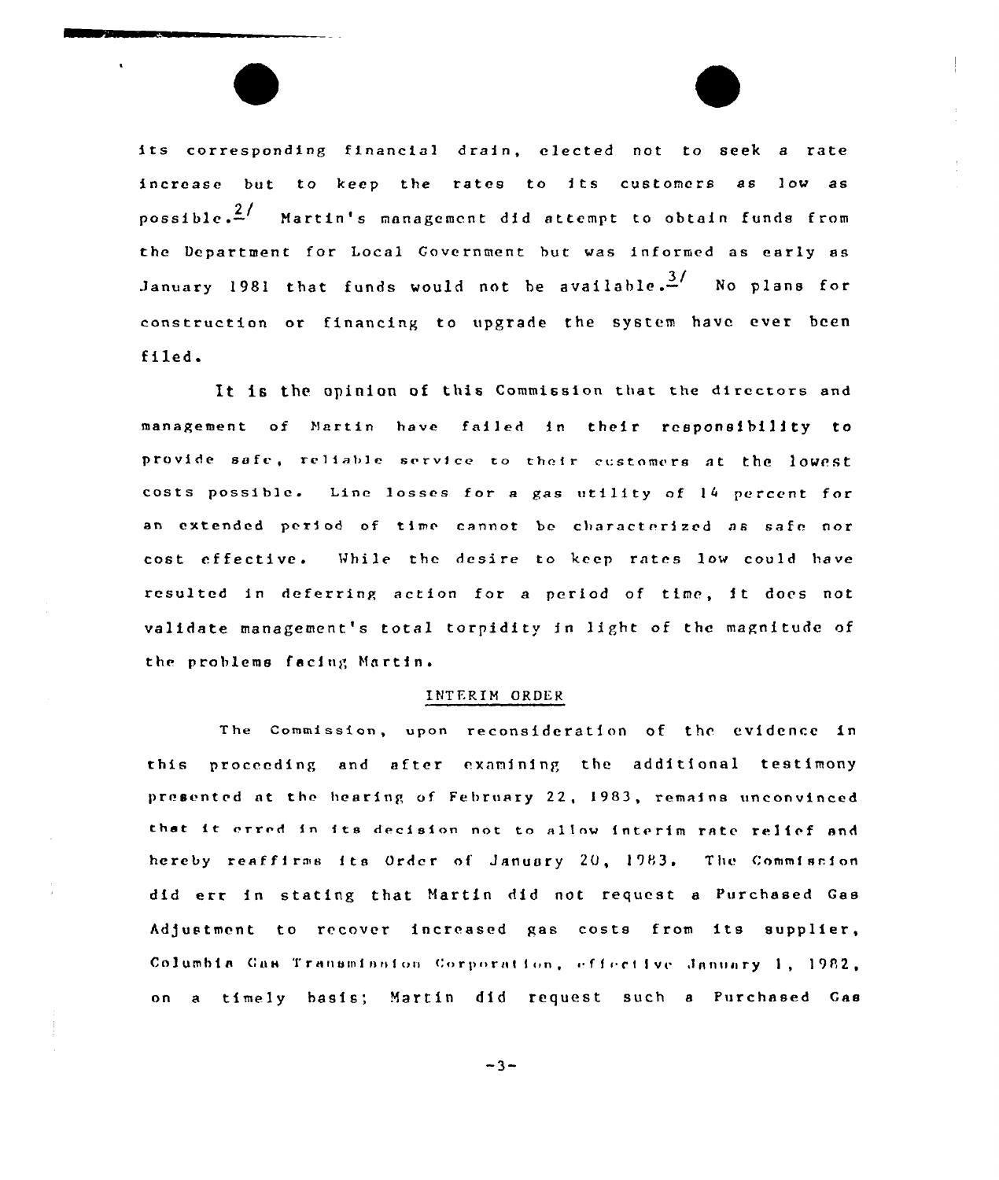its corresponding financial drain, elected not to seek a rate increase but to keep the rates to its customers as low as possible.[2] Martin's management did attempt to obtain funds from the Department for Local Government but was informed as early as January 1981 that funds would not be available.[3] No plans for construction or financing to upgrade the system have ever been filed.

It is the opinion of this Commission that the directors and management of Martin have failed in their responsibility to provide safe, reliable service to their customers at the lowest costs possible. Line losses for a gas utility of 14 percent for an extended period of time cannot be characterized as safe nor cost effective. While the desire to keep rates low could have resulted in deferring action for a period of time, it does not validate management's total torpidity in light of the magnitude of the problems facing Martin.

## INTERIM ORDER

The Commission, upon reconsideration of the evidence in this proceeding and after examining the additional testimony presented at the hearing of February 22, 1983, remains unconvinced that it erred in its decision not to allow interim rate relief and hereby reaffirms its Order of January 20, 1983. The Commission did err in stating that Martin did not request a Purchased Gas Adjustment to recover increased gas costs from its supplier, Columbia Gas Transmission Corporation, effective January 1, 1982, on a timely basis; Martin did request such a Purchased Gas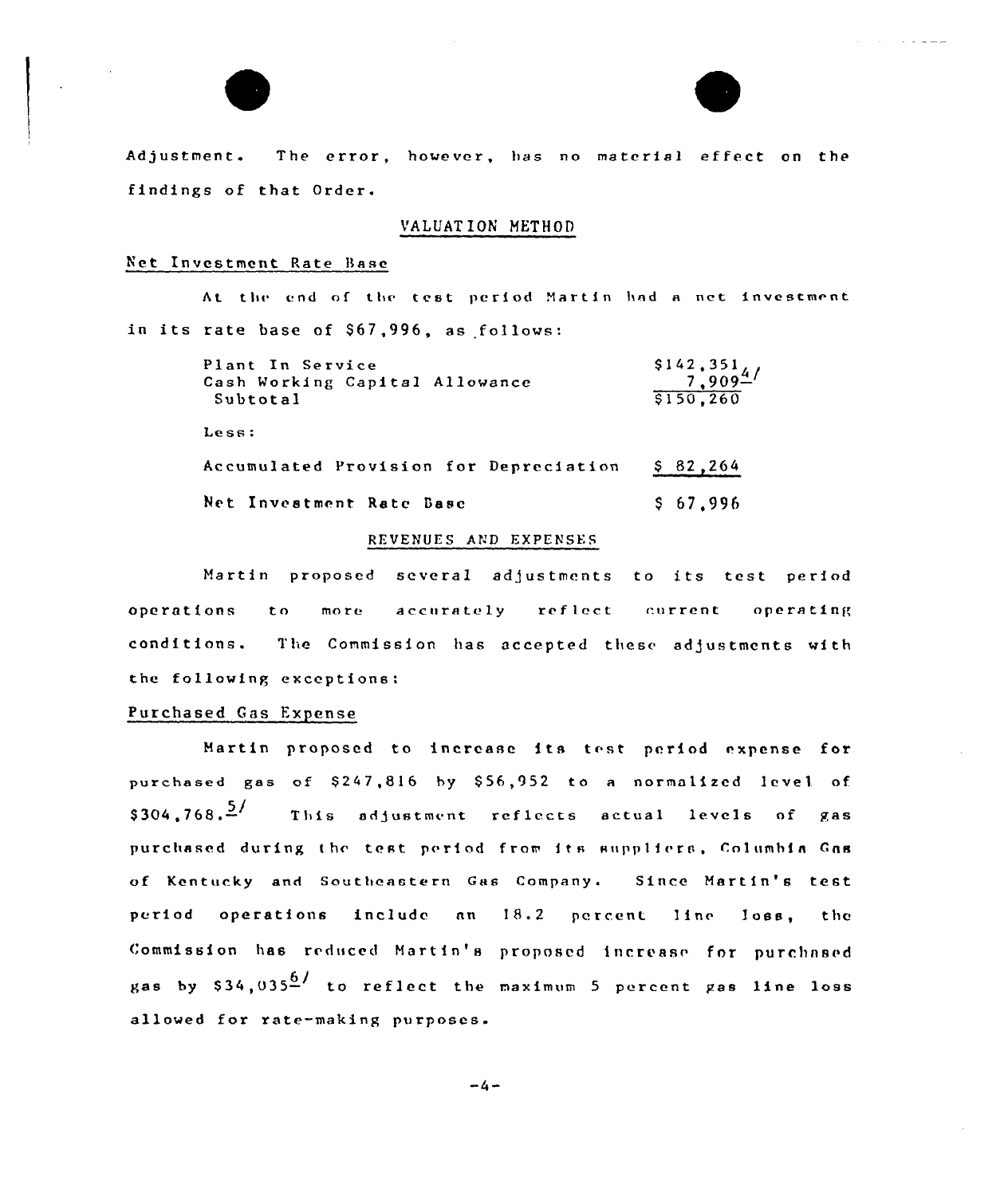Adjustment. The error, however, has no material effect on the findings of that Order.

## VALUATION METHOD

### Net Investment Rate Base

At the end of the test period Martin had a net investment in its rate base of $67,996, as follows:

| | |
|---|---|
| Plant In Service | $142,351 |
| Cash Working Capital Allowance | 7,909[4/] |
| Subtotal | $150,260 |
| Less: | |
| Accumulated Provision for Depreciation | $ 82,264 |
| Net Investment Rate Base | $ 67,996 |

## REVENUES AND EXPENSES

Martin proposed several adjustments to its test period operations to more accurately reflect current operating conditions. The Commission has accepted these adjustments with the following exceptions:

### Purchased Gas Expense

Martin proposed to increase its test period expense for purchased gas of $247,816 by $56,952 to a normalized level of $304,768.[5/] This adjustment reflects actual levels of gas purchased during the test period from its suppliers, Columbia Gas of Kentucky and Southeastern Gas Company. Since Martin's test period operations include an 18.2 percent line loss, the Commission has reduced Martin's proposed increase for purchased gas by $34,035[6/] to reflect the maximum 5 percent gas line loss allowed for rate-making purposes.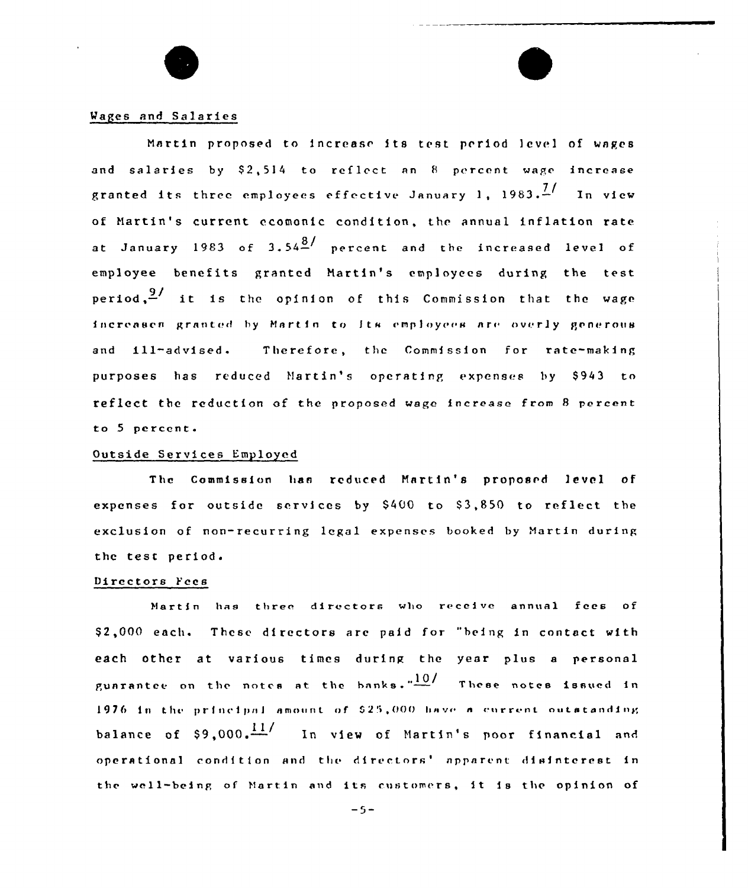Wages and Salaries

Martin proposed to increase its test period level of wages and salaries by $2,514 to reflect an 8 percent wage increase granted its three employees effective January 1, 1983.[7] In view of Martin's current ecomonic condition, the annual inflation rate at January 1983 of 3.54[8] percent and the increased level of employee benefits granted Martin's employees during the test period,[9] it is the opinion of this Commission that the wage increases granted by Martin to its employees are overly generous and ill-advised. Therefore, the Commission for rate-making purposes has reduced Martin's operating expenses by $943 to reflect the reduction of the proposed wage increase from 8 percent to 5 percent.

Outside Services Employed

The Commission has reduced Martin's proposed level of expenses for outside services by $400 to $3,850 to reflect the exclusion of non-recurring legal expenses booked by Martin during the test period.

Directors Fees

Martin has three directors who receive annual fees of $2,000 each. These directors are paid for "being in contact with each other at various times during the year plus a personal guarantee on the notes at the banks."[10] These notes issued in 1976 in the principal amount of $25,000 have a current outstanding balance of $9,000.[11] In view of Martin's poor financial and operational condition and the directors' apparent disinterest in the well-being of Martin and its customers, it is the opinion of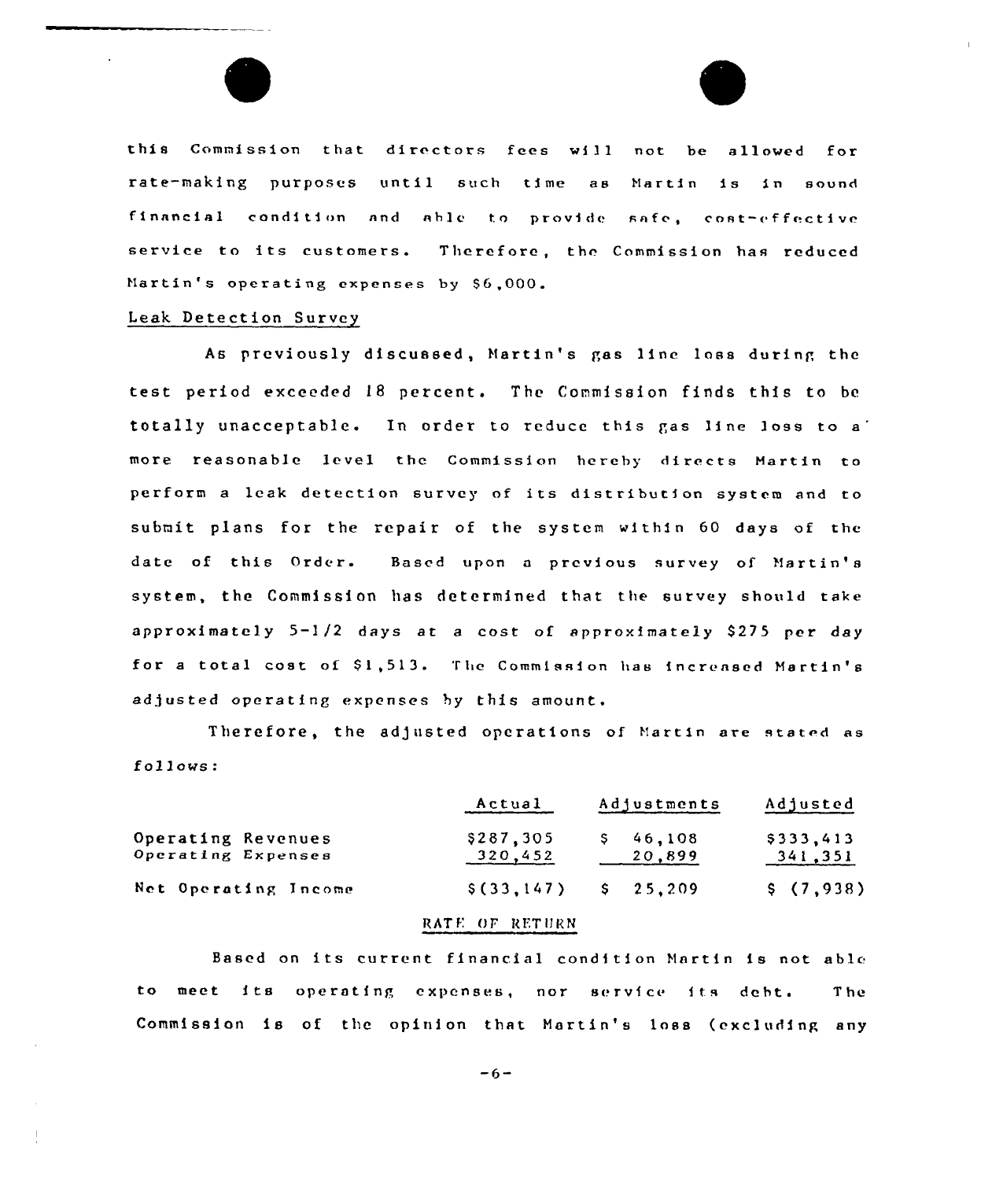this Commission that directors fees will not be allowed for rate-making purposes until such time as Martin is in sound financial condition and able to provide safe, cost-effective service to its customers. Therefore, the Commission has reduced Martin's operating expenses by $6,000.

Leak Detection Survey

As previously discussed, Martin's gas line loss during the test period exceeded 18 percent. The Commission finds this to be totally unacceptable. In order to reduce this gas line loss to a more reasonable level the Commission hereby directs Martin to perform a leak detection survey of its distribution system and to submit plans for the repair of the system within 60 days of the date of this Order. Based upon a previous survey of Martin's system, the Commission has determined that the survey should take approximately 5-1/2 days at a cost of approximately $275 per day for a total cost of $1,513. The Commission has increased Martin's adjusted operating expenses by this amount.

Therefore, the adjusted operations of Martin are stated as follows:

| | Actual | Adjustments | Adjusted |
|---|---|---|---|
| Operating Revenues | $287,305 | $ 46,108 | $333,413 |
| Operating Expenses | 320,452 | 20,899 | 341,351 |
| Net Operating Income | $(33,147) | $ 25,209 | $ (7,938) |

RATE OF RETURN

Based on its current financial condition Martin is not able to meet its operating expenses, nor service its debt. The Commission is of the opinion that Martin's loss (excluding any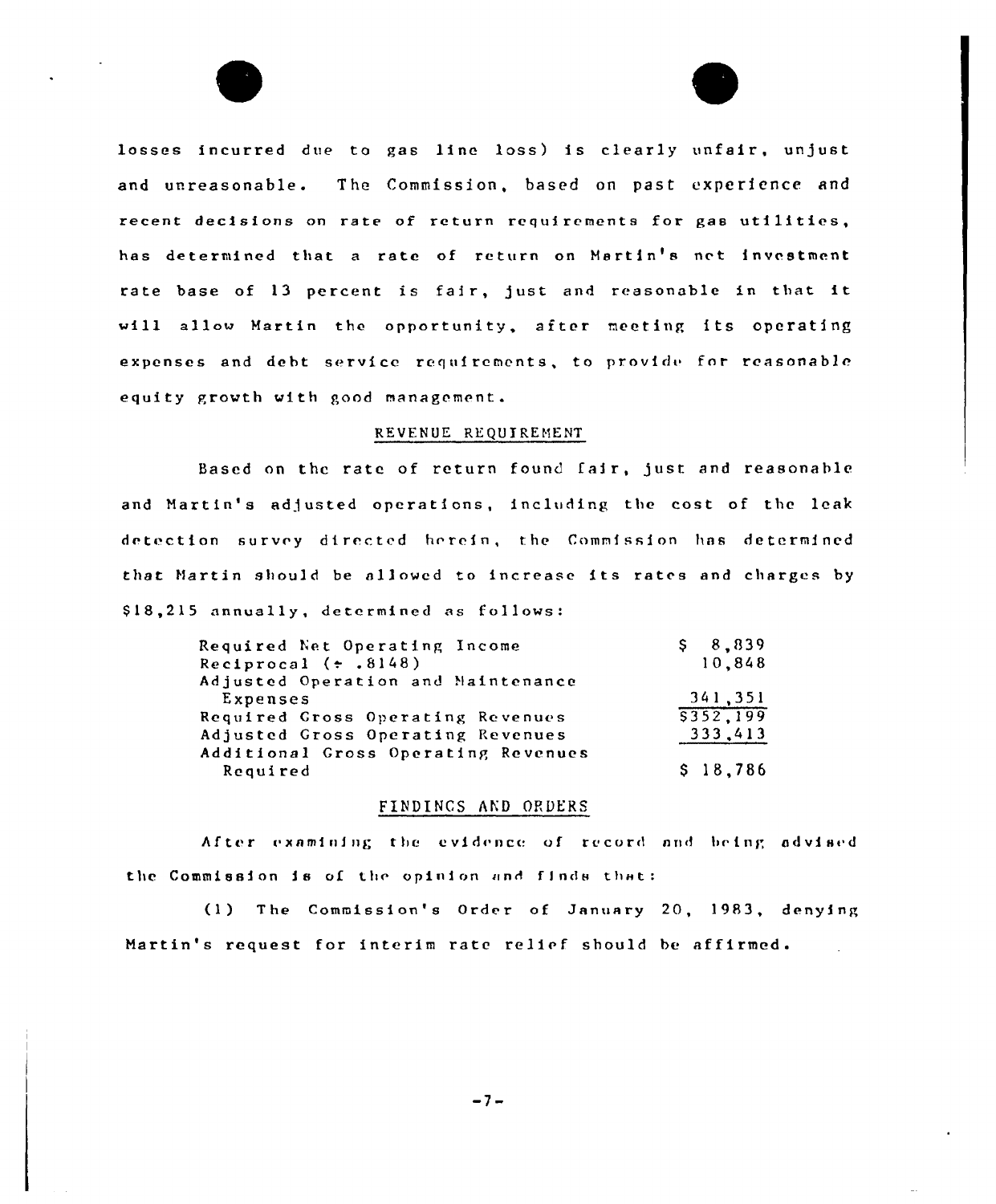losses incurred due to gas line loss) is clearly unfair, unjust and unreasonable. The Commission, based on past experience and recent decisions on rate of return requirements for gas utilities, has determined that a rate of return on Martin's net investment rate base of 13 percent is fair, just and reasonable in that it will allow Martin the opportunity, after meeting its operating expenses and debt service requirements, to provide for reasonable equity growth with good management.

## REVENUE REQUIREMENT

Based on the rate of return found fair, just and reasonable and Martin's adjusted operations, including the cost of the leak detection survey directed herein, the Commission has determined that Martin should be allowed to increase its rates and charges by $18,215 annually, determined as follows:

| | |
|---|---|
| Required Net Operating Income | $ 8,839 |
| Reciprocal (÷ .8148) | 10,848 |
| Adjusted Operation and Maintenance Expenses | 341,351 |
| Required Gross Operating Revenues | $352,199 |
| Adjusted Gross Operating Revenues | 333,413 |
| Additional Gross Operating Revenues Required | $ 18,786 |

## FINDINGS AND ORDERS

After examining the evidence of record and being advised the Commission is of the opinion and finds that:

(1) The Commission's Order of January 20, 1983, denying Martin's request for interim rate relief should be affirmed.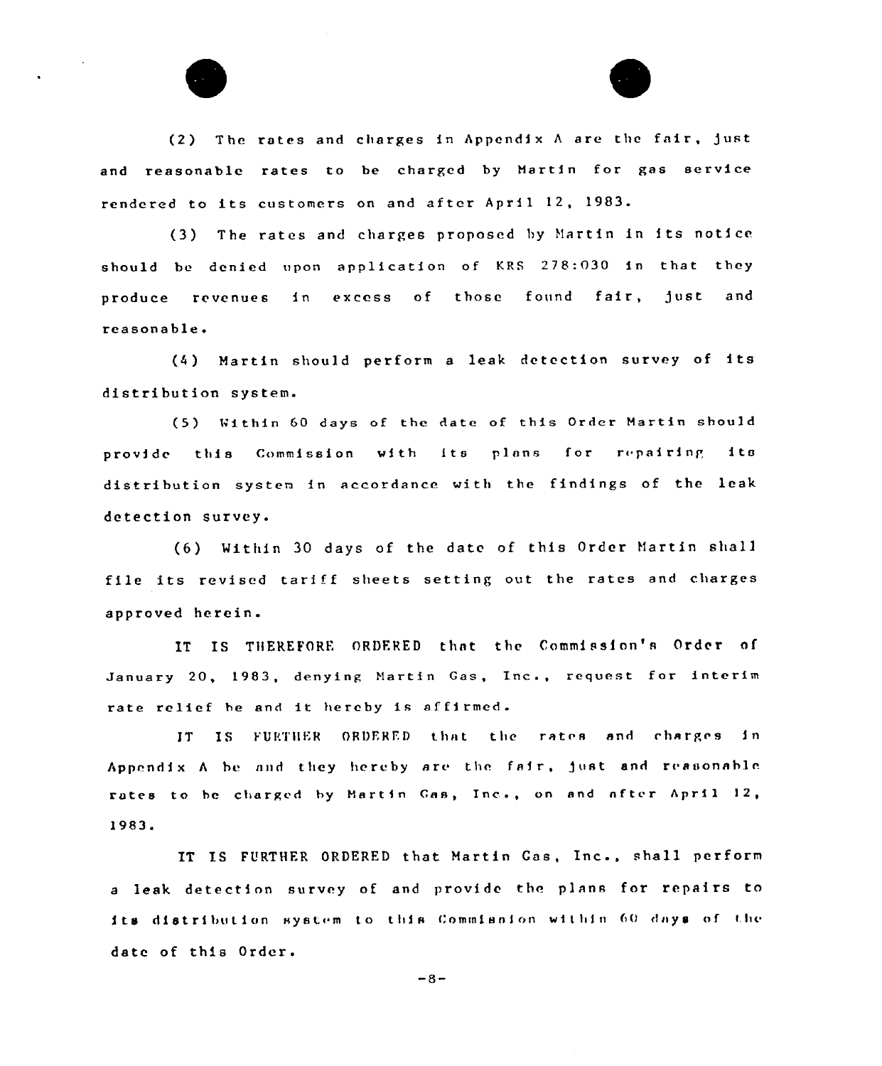(2) The rates and charges in Appendix A are the fair, just and reasonable rates to be charged by Martin for gas service rendered to its customers on and after April 12, 1983.

(3) The rates and charges proposed by Martin in its notice should be denied upon application of KRS 278:030 in that they produce revenues in excess of those found fair, just and reasonable.

(4) Martin should perform a leak detection survey of its distribution system.

(5) Within 60 days of the date of this Order Martin should provide this Commission with its plans for repairing its distribution system in accordance with the findings of the leak detection survey.

(6) Within 30 days of the date of this Order Martin shall file its revised tariff sheets setting out the rates and charges approved herein.

IT IS THEREFORE ORDERED that the Commission's Order of January 20, 1983, denying Martin Gas, Inc., request for interim rate relief be and it hereby is affirmed.

IT IS FURTHER ORDERED that the rates and charges in Appendix A be and they hereby are the fair, just and reasonable rates to be charged by Martin Gas, Inc., on and after April 12, 1983.

IT IS FURTHER ORDERED that Martin Gas, Inc., shall perform a leak detection survey of and provide the plans for repairs to its distribution system to this Commission within 60 days of the date of this Order.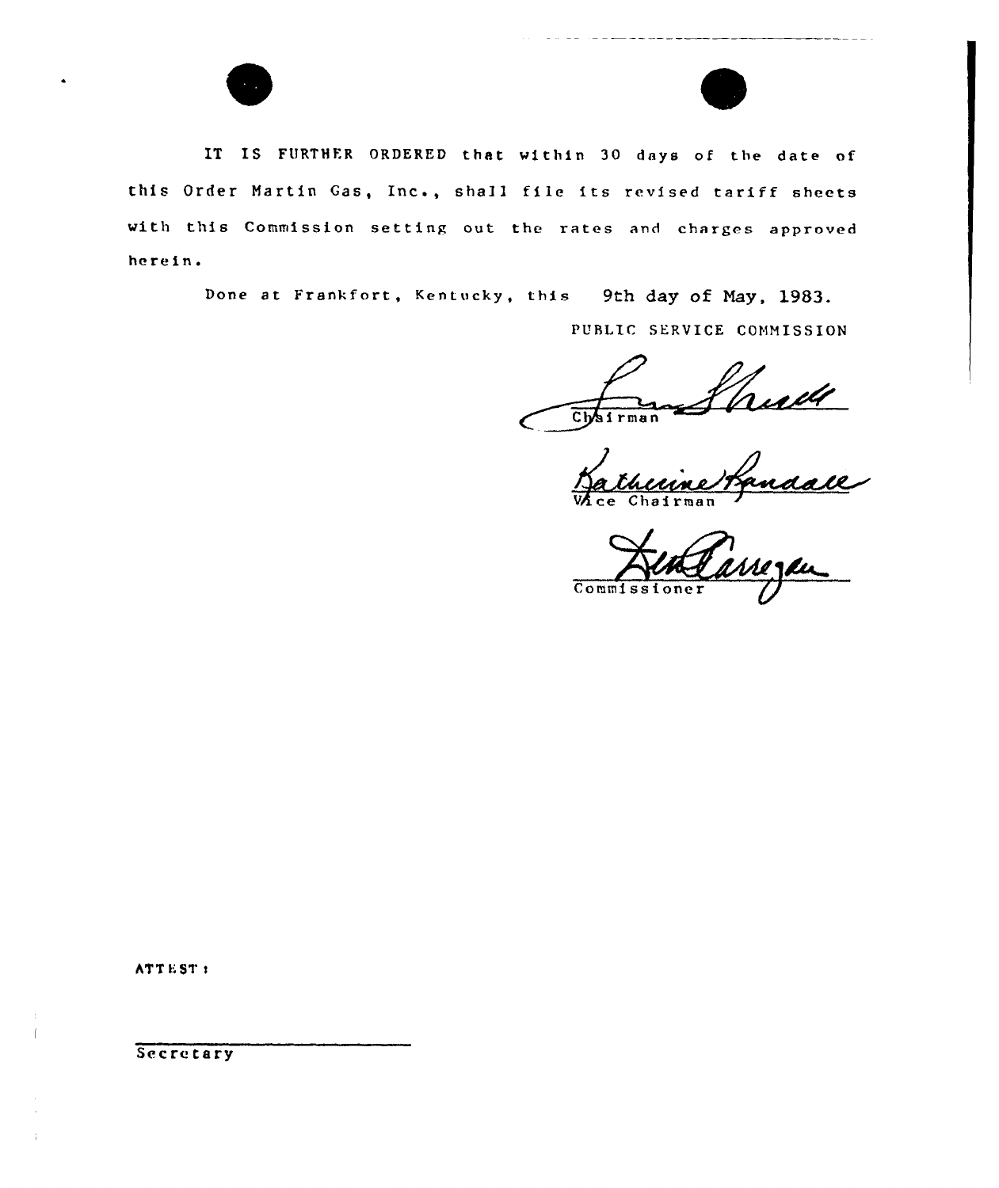IT IS FURTHER ORDERED that within 30 days of the date of this Order Martin Gas, Inc., shall file its revised tariff sheets with this Commission setting out the rates and charges approved herein.

Done at Frankfort, Kentucky, this 9th day of May, 1983.

PUBLIC SERVICE COMMISSION

Chairman

Vice Chairman

Commissioner

ATTEST:

Secretary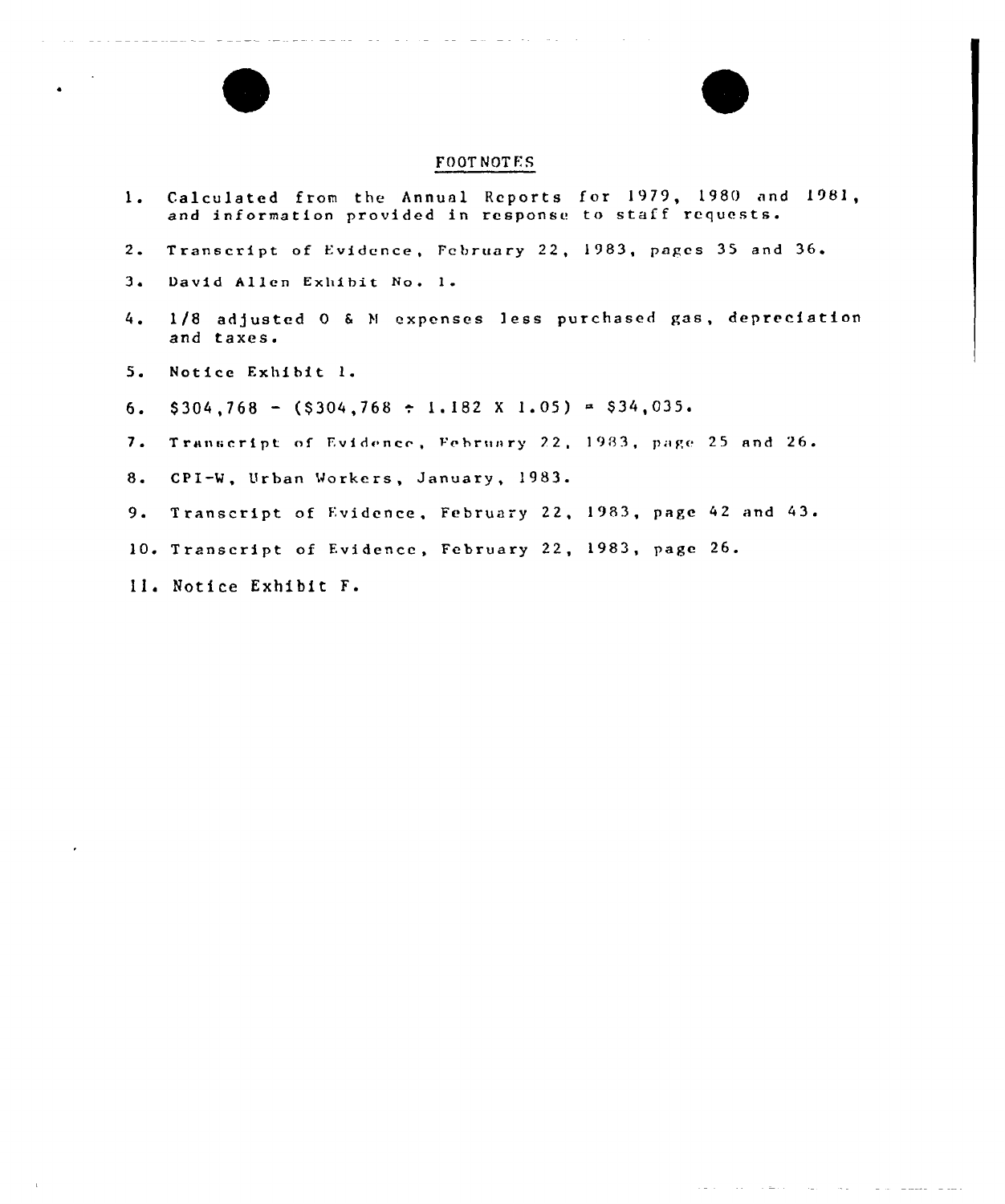# FOOTNOTES

1. Calculated from the Annual Reports for 1979, 1980 and 1981, and information provided in response to staff requests.
2. Transcript of Evidence, February 22, 1983, pages 35 and 36.
3. David Allen Exhibit No. 1.
4. 1/8 adjusted O & M expenses less purchased gas, depreciation and taxes.
5. Notice Exhibit 1.
6. $304,768 - ($304,768 ÷ 1.182 X 1.05) = $34,035.
7. Transcript of Evidence, February 22, 1983, page 25 and 26.
8. CPI-W, Urban Workers, January, 1983.
9. Transcript of Evidence, February 22, 1983, page 42 and 43.
10. Transcript of Evidence, February 22, 1983, page 26.
11. Notice Exhibit F.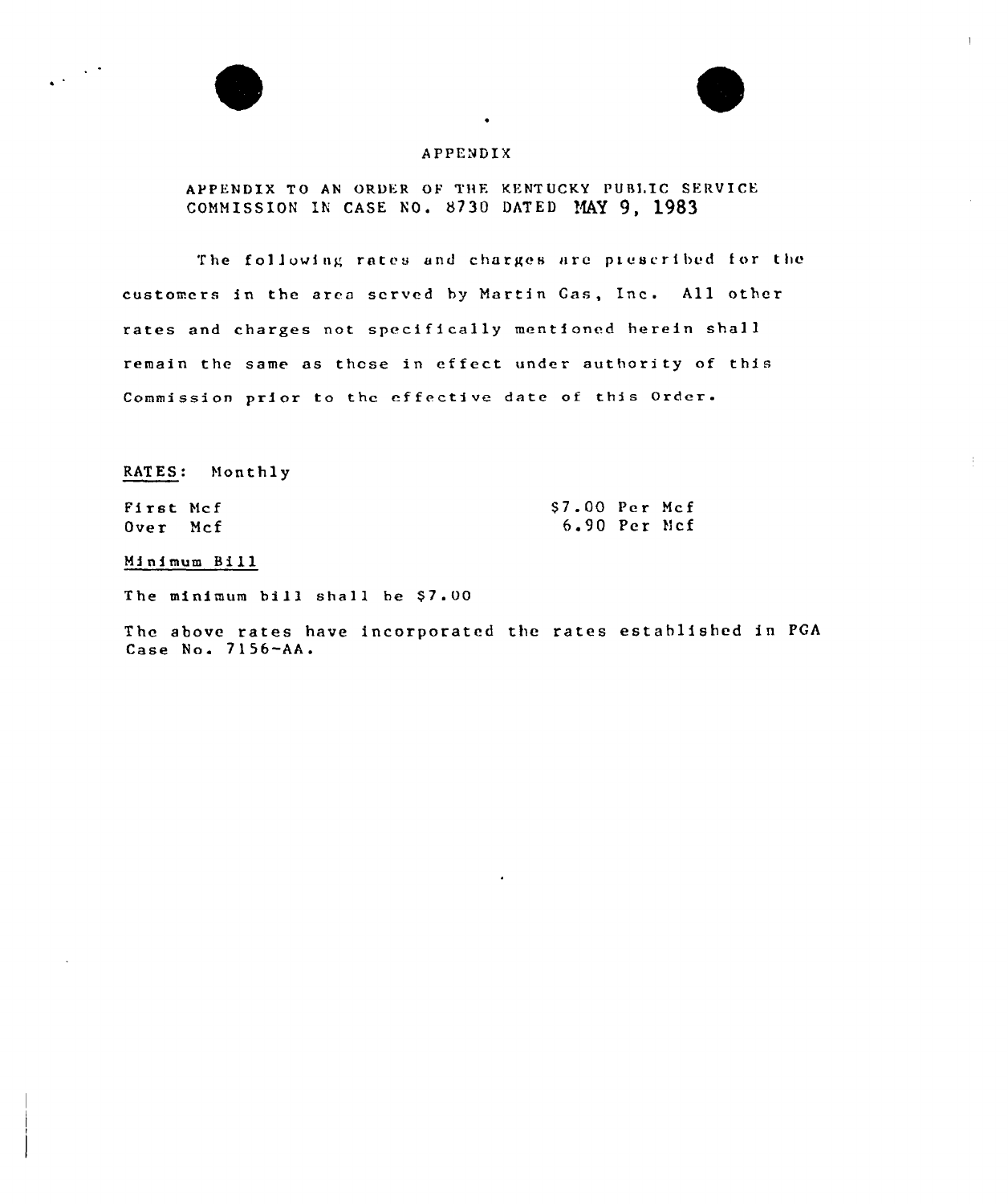# APPENDIX

APPENDIX TO AN ORDER OF THE KENTUCKY PUBLIC SERVICE COMMISSION IN CASE NO. 8730 DATED MAY 9, 1983

The following rates and charges are prescribed for the customers in the area served by Martin Gas, Inc. All other rates and charges not specifically mentioned herein shall remain the same as those in effect under authority of this Commission prior to the effective date of this Order.

RATES: Monthly

| | |
|---|---|
| First Mcf | $7.00 Per Mcf |
| Over Mcf | 6.90 Per Mcf |

Minimum Bill

The minimum bill shall be $7.00

The above rates have incorporated the rates established in PGA Case No. 7156-AA.